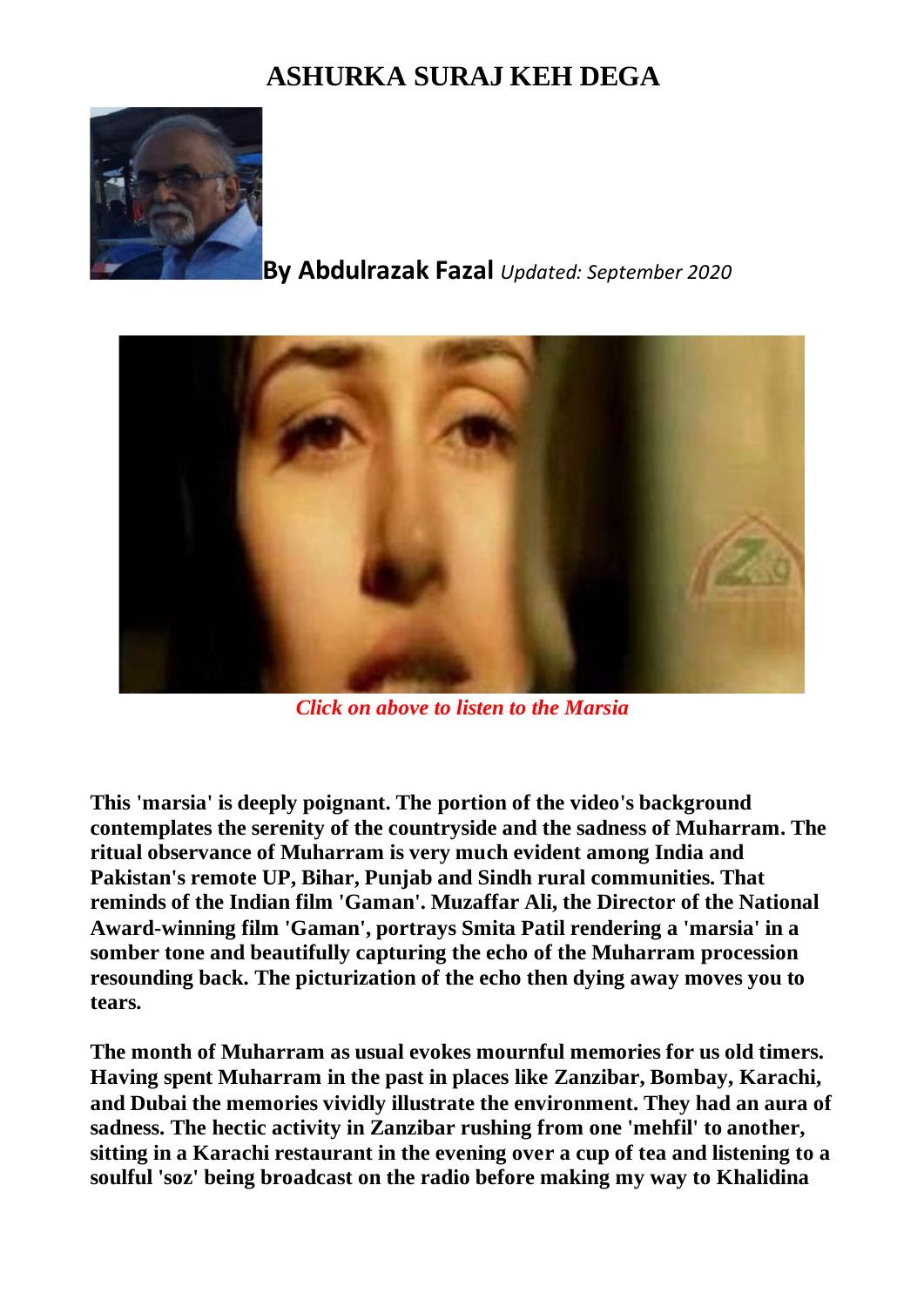# ASHURKA SURAJ KEH DEGA

**By Abdulrazak Fazal** *Updated: September 2020*

*Click on above to listen to the Marsia*

**This 'marsia' is deeply poignant. The portion of the video's background contemplates the serenity of the countryside and the sadness of Muharram. The ritual observance of Muharram is very much evident among India and Pakistan's remote UP, Bihar, Punjab and Sindh rural communities. That reminds of the Indian film 'Gaman'. Muzaffar Ali, the Director of the National Award-winning film 'Gaman', portrays Smita Patil rendering a 'marsia' in a somber tone and beautifully capturing the echo of the Muharram procession resounding back. The picturization of the echo then dying away moves you to tears.**

**The month of Muharram as usual evokes mournful memories for us old timers. Having spent Muharram in the past in places like Zanzibar, Bombay, Karachi, and Dubai the memories vividly illustrate the environment. They had an aura of sadness. The hectic activity in Zanzibar rushing from one 'mehfil' to another, sitting in a Karachi restaurant in the evening over a cup of tea and listening to a soulful 'soz' being broadcast on the radio before making my way to Khalidina**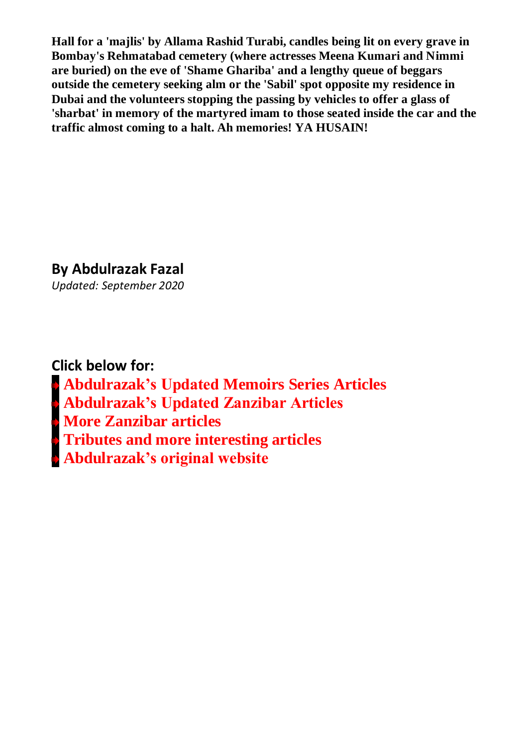**Hall for a 'majlis' by Allama Rashid Turabi, candles being lit on every grave in Bombay's Rehmatabad cemetery (where actresses Meena Kumari and Nimmi are buried) on the eve of 'Shame Ghariba' and a lengthy queue of beggars outside the cemetery seeking alm or the 'Sabil' spot opposite my residence in Dubai and the volunteers stopping the passing by vehicles to offer a glass of 'sharbat' in memory of the martyred imam to those seated inside the car and the traffic almost coming to a halt. Ah memories! YA HUSAIN!**

**By Abdulrazak Fazal**
*Updated: September 2020*

**Click below for:**

- **Abdulrazak's Updated Memoirs Series Articles**
- **Abdulrazak's Updated Zanzibar Articles**
- **More Zanzibar articles**
- **Tributes and more interesting articles**
- **Abdulrazak's original website**